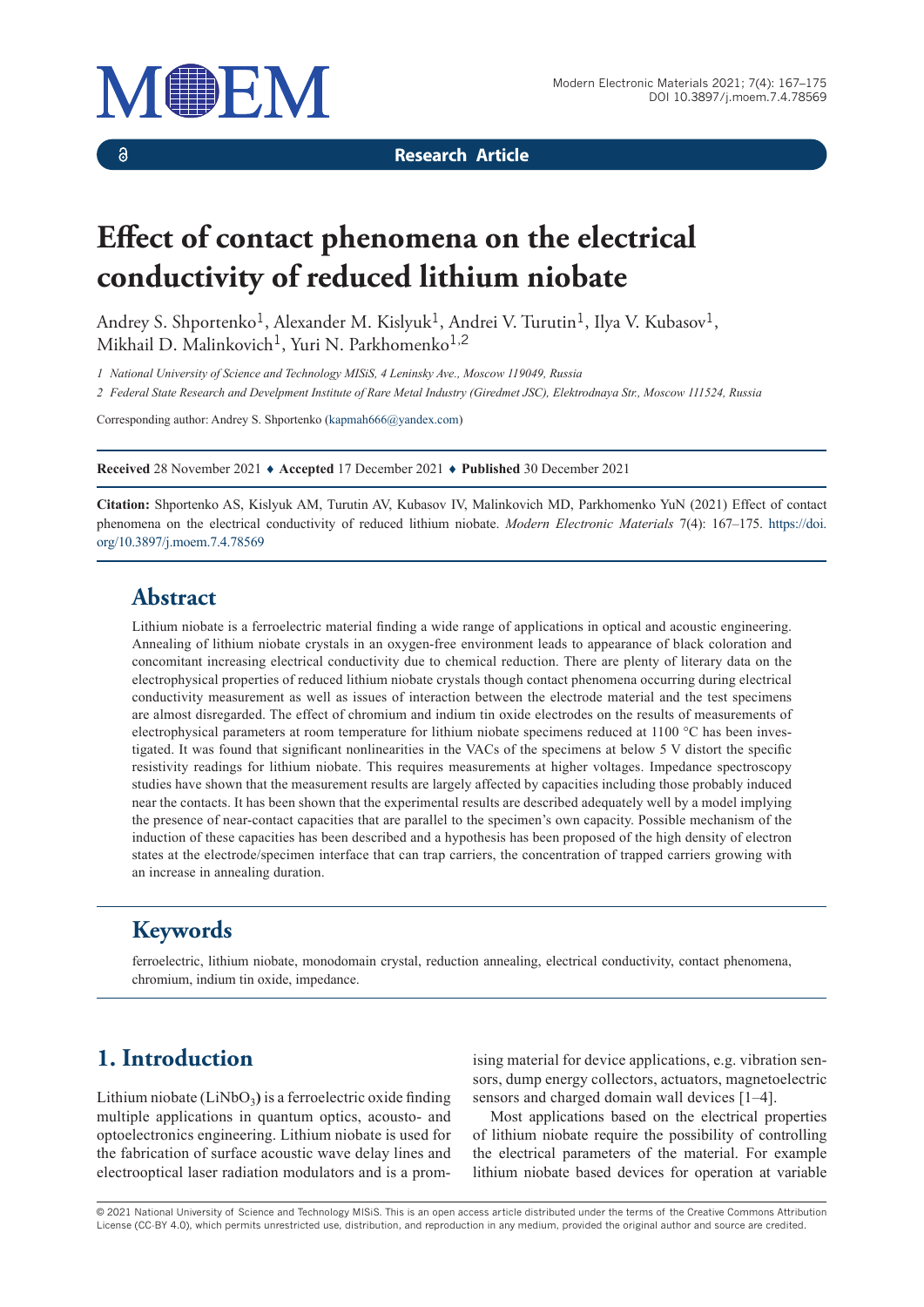Research Article

# Effect of contact phenomena on the electrical conductivity of reduced lithium niobate

Andrey S. Shportenko[1], Alexander M. Kislyuk[1], Andrei V. Turutin[1], Ilya V. Kubasov[1], Mikhail D. Malinkovich[1], Yuri N. Parkhomenko[1,2]

*1 National University of Science and Technology MISiS, 4 Leninsky Ave., Moscow 119049, Russia*

*2 Federal State Research and Develpment Institute of Rare Metal Industry (Giredmet JSC), Elektrodnaya Str., Moscow 111524, Russia*

Corresponding author: Andrey S. Shportenko (kapmah666@yandex.com)

**Received** 28 November 2021 ♦ **Accepted** 17 December 2021 ♦ **Published** 30 December 2021

**Citation:** Shportenko AS, Kislyuk AM, Turutin AV, Kubasov IV, Malinkovich MD, Parkhomenko YuN (2021) Effect of contact phenomena on the electrical conductivity of reduced lithium niobate. *Modern Electronic Materials* 7(4): 167–175. https://doi.org/10.3897/j.moem.7.4.78569

## Abstract

Lithium niobate is a ferroelectric material finding a wide range of applications in optical and acoustic engineering. Annealing of lithium niobate crystals in an oxygen-free environment leads to appearance of black coloration and concomitant increasing electrical conductivity due to chemical reduction. There are plenty of literary data on the electrophysical properties of reduced lithium niobate crystals though contact phenomena occurring during electrical conductivity measurement as well as issues of interaction between the electrode material and the test specimens are almost disregarded. The effect of chromium and indium tin oxide electrodes on the results of measurements of electrophysical parameters at room temperature for lithium niobate specimens reduced at 1100 °C has been investigated. It was found that significant nonlinearities in the VACs of the specimens at below 5 V distort the specific resistivity readings for lithium niobate. This requires measurements at higher voltages. Impedance spectroscopy studies have shown that the measurement results are largely affected by capacities including those probably induced near the contacts. It has been shown that the experimental results are described adequately well by a model implying the presence of near-contact capacities that are parallel to the specimen's own capacity. Possible mechanism of the induction of these capacities has been described and a hypothesis has been proposed of the high density of electron states at the electrode/specimen interface that can trap carriers, the concentration of trapped carriers growing with an increase in annealing duration.

## Keywords

ferroelectric, lithium niobate, monodomain crystal, reduction annealing, electrical conductivity, contact phenomena, chromium, indium tin oxide, impedance.

## 1. Introduction

Lithium niobate ($LiNbO_3$) is a ferroelectric oxide finding multiple applications in quantum optics, acousto- and optoelectronics engineering. Lithium niobate is used for the fabrication of surface acoustic wave delay lines and electrooptical laser radiation modulators and is a promising material for device applications, e.g. vibration sensors, dump energy collectors, actuators, magnetoelectric sensors and charged domain wall devices [1–4].

Most applications based on the electrical properties of lithium niobate require the possibility of controlling the electrical parameters of the material. For example lithium niobate based devices for operation at variable

© 2021 National University of Science and Technology MISiS. This is an open access article distributed under the terms of the Creative Commons Attribution License (CC-BY 4.0), which permits unrestricted use, distribution, and reproduction in any medium, provided the original author and source are credited.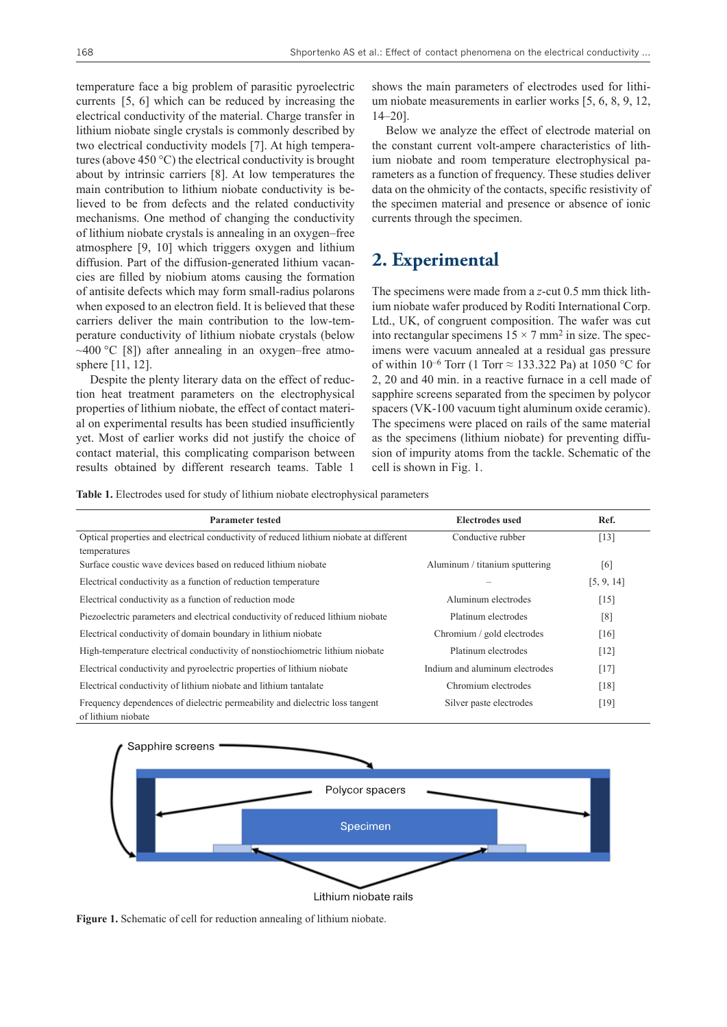temperature face a big problem of parasitic pyroelectric currents [5, 6] which can be reduced by increasing the electrical conductivity of the material. Charge transfer in lithium niobate single crystals is commonly described by two electrical conductivity models [7]. At high temperatures (above 450 °C) the electrical conductivity is brought about by intrinsic carriers [8]. At low temperatures the main contribution to lithium niobate conductivity is believed to be from defects and the related conductivity mechanisms. One method of changing the conductivity of lithium niobate crystals is annealing in an oxygen–free atmosphere [9, 10] which triggers oxygen and lithium diffusion. Part of the diffusion-generated lithium vacancies are filled by niobium atoms causing the formation of antisite defects which may form small-radius polarons when exposed to an electron field. It is believed that these carriers deliver the main contribution to the low-temperature conductivity of lithium niobate crystals (below ~400 °C [8]) after annealing in an oxygen–free atmosphere [11, 12].

Despite the plenty literary data on the effect of reduction heat treatment parameters on the electrophysical properties of lithium niobate, the effect of contact material on experimental results has been studied insufficiently yet. Most of earlier works did not justify the choice of contact material, this complicating comparison between results obtained by different research teams. Table 1 shows the main parameters of electrodes used for lithium niobate measurements in earlier works [5, 6, 8, 9, 12, 14–20].

Below we analyze the effect of electrode material on the constant current volt-ampere characteristics of lithium niobate and room temperature electrophysical parameters as a function of frequency. These studies deliver data on the ohmicity of the contacts, specific resistivity of the specimen material and presence or absence of ionic currents through the specimen.

## 2. Experimental

The specimens were made from a *z*-cut 0.5 mm thick lithium niobate wafer produced by Roditi International Corp. Ltd., UK, of congruent composition. The wafer was cut into rectangular specimens 15 × 7 mm$^2$ in size. The specimens were vacuum annealed at a residual gas pressure of within $10^{-6}$ Torr (1 Torr ≈ 133.322 Pa) at 1050 °C for 2, 20 and 40 min. in a reactive furnace in a cell made of sapphire screens separated from the specimen by polycor spacers (VK-100 vacuum tight aluminum oxide ceramic). The specimens were placed on rails of the same material as the specimens (lithium niobate) for preventing diffusion of impurity atoms from the tackle. Schematic of the cell is shown in Fig. 1.

**Table 1.** Electrodes used for study of lithium niobate electrophysical parameters

| Parameter tested | Electrodes used | Ref. |
|---|---|---|
| Optical properties and electrical conductivity of reduced lithium niobate at different temperatures | Conductive rubber | [13] |
| Surface coustic wave devices based on reduced lithium niobate | Aluminum / titanium sputtering | [6] |
| Electrical conductivity as a function of reduction temperature | – | [5, 9, 14] |
| Electrical conductivity as a function of reduction mode | Aluminum electrodes | [15] |
| Piezoelectric parameters and electrical conductivity of reduced lithium niobate | Platinum electrodes | [8] |
| Electrical conductivity of domain boundary in lithium niobate | Chromium / gold electrodes | [16] |
| High-temperature electrical conductivity of nonstiochiometric lithium niobate | Platinum electrodes | [12] |
| Electrical conductivity and pyroelectric properties of lithium niobate | Indium and aluminum electrodes | [17] |
| Electrical conductivity of lithium niobate and lithium tantalate | Chromium electrodes | [18] |
| Frequency dependences of dielectric permeability and dielectric loss tangent of lithium niobate | Silver paste electrodes | [19] |

**Figure 1.** Schematic of cell for reduction annealing of lithium niobate.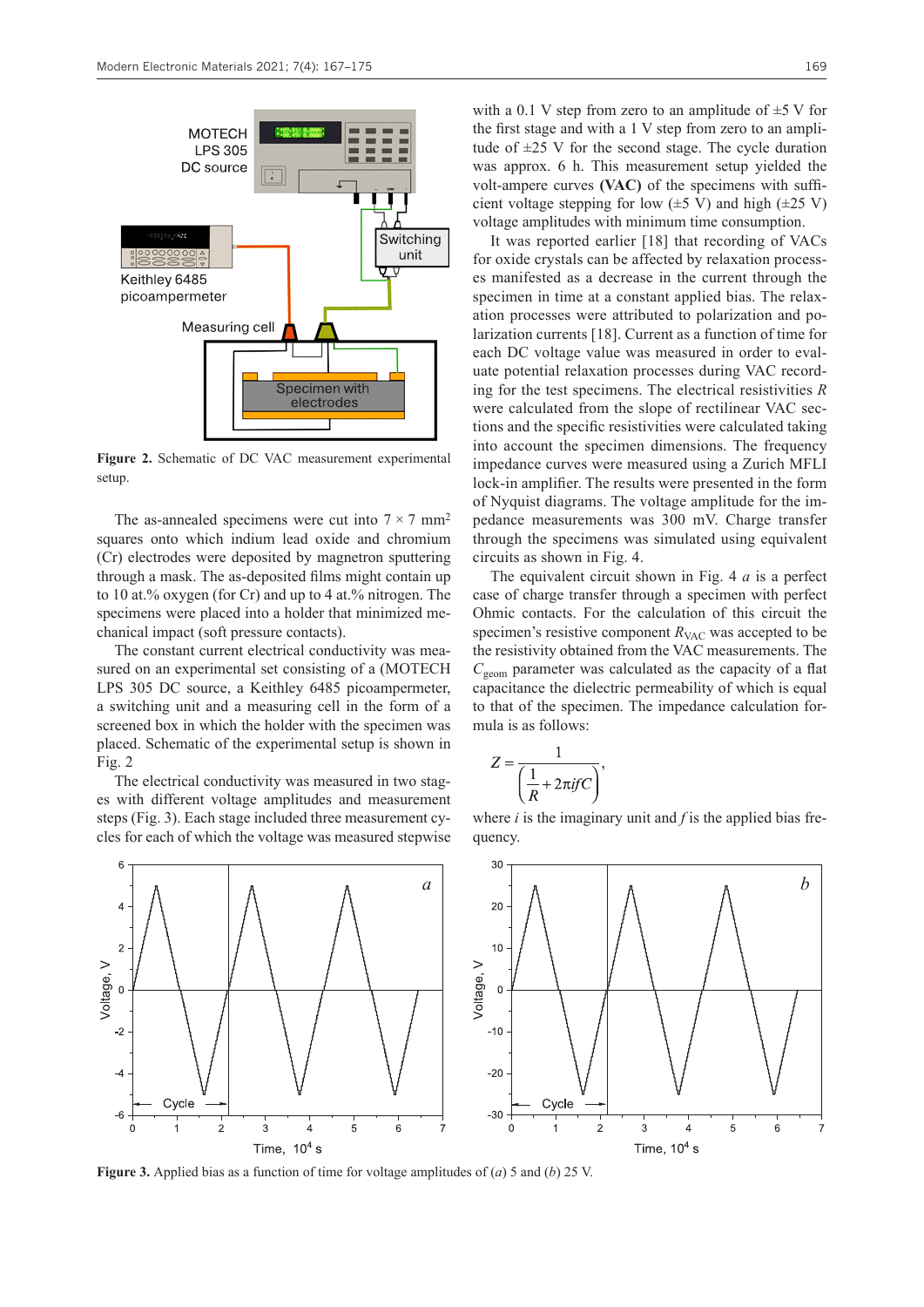Figure 2. Schematic of DC VAC measurement experimental setup.

The as-annealed specimens were cut into 7 × 7 mm$^2$ squares onto which indium lead oxide and chromium (Cr) electrodes were deposited by magnetron sputtering through a mask. The as-deposited films might contain up to 10 at.% oxygen (for Cr) and up to 4 at.% nitrogen. The specimens were placed into a holder that minimized mechanical impact (soft pressure contacts).

The constant current electrical conductivity was measured on an experimental set consisting of a (MOTECH LPS 305 DC source, a Keithley 6485 picoampermeter, a switching unit and a measuring cell in the form of a screened box in which the holder with the specimen was placed. Schematic of the experimental setup is shown in Fig. 2

The electrical conductivity was measured in two stages with different voltage amplitudes and measurement steps (Fig. 3). Each stage included three measurement cycles for each of which the voltage was measured stepwise with a 0.1 V step from zero to an amplitude of ±5 V for the first stage and with a 1 V step from zero to an amplitude of ±25 V for the second stage. The cycle duration was approx. 6 h. This measurement setup yielded the volt-ampere curves **(VAC)** of the specimens with sufficient voltage stepping for low (±5 V) and high (±25 V) voltage amplitudes with minimum time consumption.

It was reported earlier [18] that recording of VACs for oxide crystals can be affected by relaxation processes manifested as a decrease in the current through the specimen in time at a constant applied bias. The relaxation processes were attributed to polarization and polarization currents [18]. Current as a function of time for each DC voltage value was measured in order to evaluate potential relaxation processes during VAC recording for the test specimens. The electrical resistivities $R$ were calculated from the slope of rectilinear VAC sections and the specific resistivities were calculated taking into account the specimen dimensions. The frequency impedance curves were measured using a Zurich MFLI lock-in amplifier. The results were presented in the form of Nyquist diagrams. The voltage amplitude for the impedance measurements was 300 mV. Charge transfer through the specimens was simulated using equivalent circuits as shown in Fig. 4.

The equivalent circuit shown in Fig. 4 *a* is a perfect case of charge transfer through a specimen with perfect Ohmic contacts. For the calculation of this circuit the specimen's resistive component $R_{VAC}$ was accepted to be the resistivity obtained from the VAC measurements. The $C_{geom}$ parameter was calculated as the capacity of a flat capacitance the dielectric permeability of which is equal to that of the specimen. The impedance calculation formula is as follows:

$$Z = \frac{1}{\left(\frac{1}{R} + 2\pi i f C\right)},$$

where $i$ is the imaginary unit and $f$ is the applied bias frequency.

Figure 3. Applied bias as a function of time for voltage amplitudes of (*a*) 5 and (*b*) 25 V.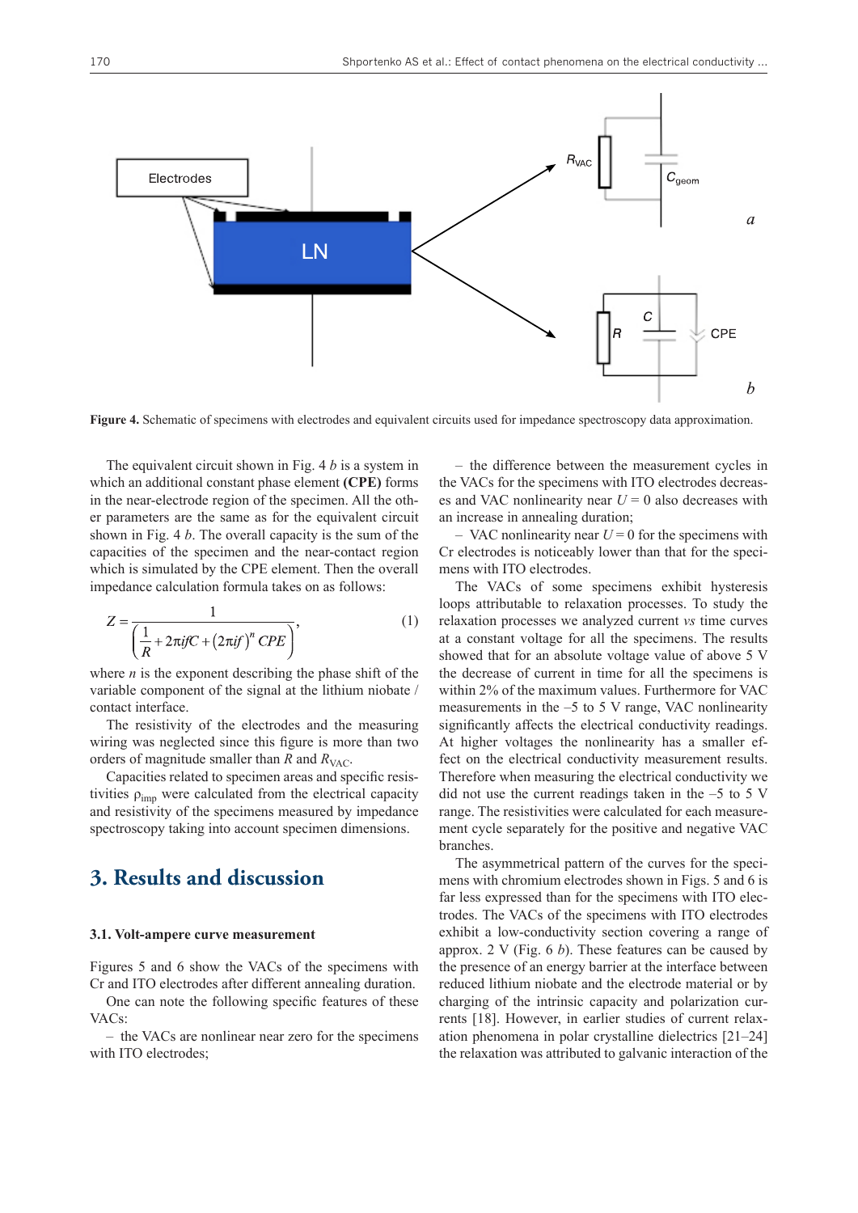**Figure 4.** Schematic of specimens with electrodes and equivalent circuits used for impedance spectroscopy data approximation.

The equivalent circuit shown in Fig. 4 *b* is a system in which an additional constant phase element **(CPE)** forms in the near-electrode region of the specimen. All the other parameters are the same as for the equivalent circuit shown in Fig. 4 *b*. The overall capacity is the sum of the capacities of the specimen and the near-contact region which is simulated by the CPE element. Then the overall impedance calculation formula takes on as follows:

$$Z = \frac{1}{\left(\frac{1}{R} + 2\pi i f C + (2\pi i f)^n CPE\right)}, \quad (1)$$

where $n$ is the exponent describing the phase shift of the variable component of the signal at the lithium niobate / contact interface.

The resistivity of the electrodes and the measuring wiring was neglected since this figure is more than two orders of magnitude smaller than $R$ and $R_{VAC}$.

Capacities related to specimen areas and specific resistivities $\rho_{imp}$ were calculated from the electrical capacity and resistivity of the specimens measured by impedance spectroscopy taking into account specimen dimensions.

## 3. Results and discussion

### 3.1. Volt-ampere curve measurement

Figures 5 and 6 show the VACs of the specimens with Cr and ITO electrodes after different annealing duration. One can note the following specific features of these VACs:

– the VACs are nonlinear near zero for the specimens with ITO electrodes;

– the difference between the measurement cycles in the VACs for the specimens with ITO electrodes decreases and VAC nonlinearity near $U = 0$ also decreases with an increase in annealing duration;

– VAC nonlinearity near $U = 0$ for the specimens with Cr electrodes is noticeably lower than that for the specimens with ITO electrodes.

The VACs of some specimens exhibit hysteresis loops attributable to relaxation processes. To study the relaxation processes we analyzed current *vs* time curves at a constant voltage for all the specimens. The results showed that for an absolute voltage value of above 5 V the decrease of current in time for all the specimens is within 2% of the maximum values. Furthermore for VAC measurements in the –5 to 5 V range, VAC nonlinearity significantly affects the electrical conductivity readings. At higher voltages the nonlinearity has a smaller effect on the electrical conductivity measurement results. Therefore when measuring the electrical conductivity we did not use the current readings taken in the –5 to 5 V range. The resistivities were calculated for each measurement cycle separately for the positive and negative VAC branches.

The asymmetrical pattern of the curves for the specimens with chromium electrodes shown in Figs. 5 and 6 is far less expressed than for the specimens with ITO electrodes. The VACs of the specimens with ITO electrodes exhibit a low-conductivity section covering a range of approx. 2 V (Fig. 6 *b*). These features can be caused by the presence of an energy barrier at the interface between reduced lithium niobate and the electrode material or by charging of the intrinsic capacity and polarization currents [18]. However, in earlier studies of current relaxation phenomena in polar crystalline dielectrics [21–24] the relaxation was attributed to galvanic interaction of the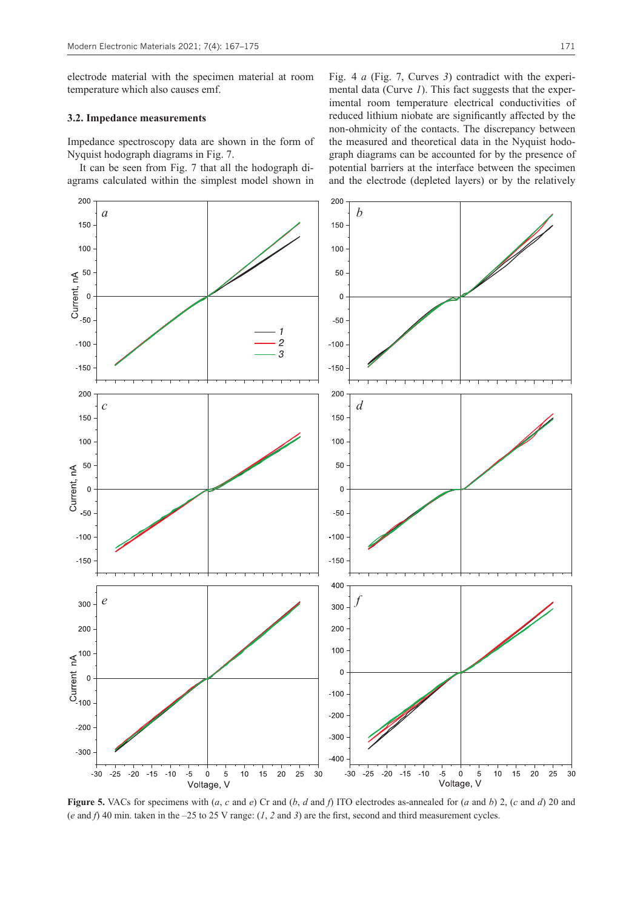electrode material with the specimen material at room temperature which also causes emf.

### 3.2. Impedance measurements

Impedance spectroscopy data are shown in the form of Nyquist hodograph diagrams in Fig. 7.

It can be seen from Fig. 7 that all the hodograph diagrams calculated within the simplest model shown in Fig. 4 *a* (Fig. 7, Curves *3*) contradict with the experimental data (Curve *1*). This fact suggests that the experimental room temperature electrical conductivities of reduced lithium niobate are significantly affected by the non-ohmicity of the contacts. The discrepancy between the measured and theoretical data in the Nyquist hodograph diagrams can be accounted for by the presence of potential barriers at the interface between the specimen and the electrode (depleted layers) or by the relatively

**Figure 5.** VACs for specimens with (*a*, *c* and *e*) Cr and (*b*, *d* and *f*) ITO electrodes as-annealed for (*a* and *b*) 2, (*c* and *d*) 20 and (*e* and *f*) 40 min. taken in the –25 to 25 V range: (*1*, *2* and *3*) are the first, second and third measurement cycles.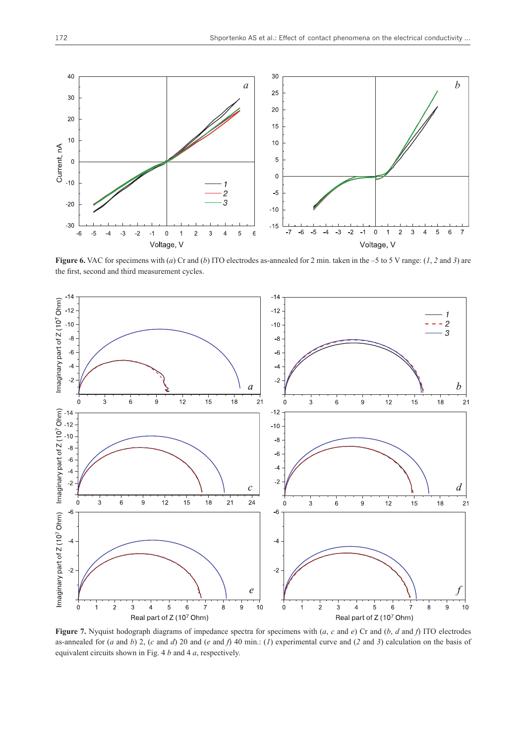**Figure 6.** VAC for specimens with (*a*) Cr and (*b*) ITO electrodes as-annealed for 2 min. taken in the –5 to 5 V range: (*1*, *2* and *3*) are the first, second and third measurement cycles.

**Figure 7.** Nyquist hodograph diagrams of impedance spectra for specimens with (*a*, *c* and *e*) Cr and (*b*, *d* and *f*) ITO electrodes as-annealed for (*a* and *b*) 2, (*c* and *d*) 20 and (*e* and *f*) 40 min.: (*1*) experimental curve and (*2* and *3*) calculation on the basis of equivalent circuits shown in Fig. 4 *b* and 4 *a*, respectively.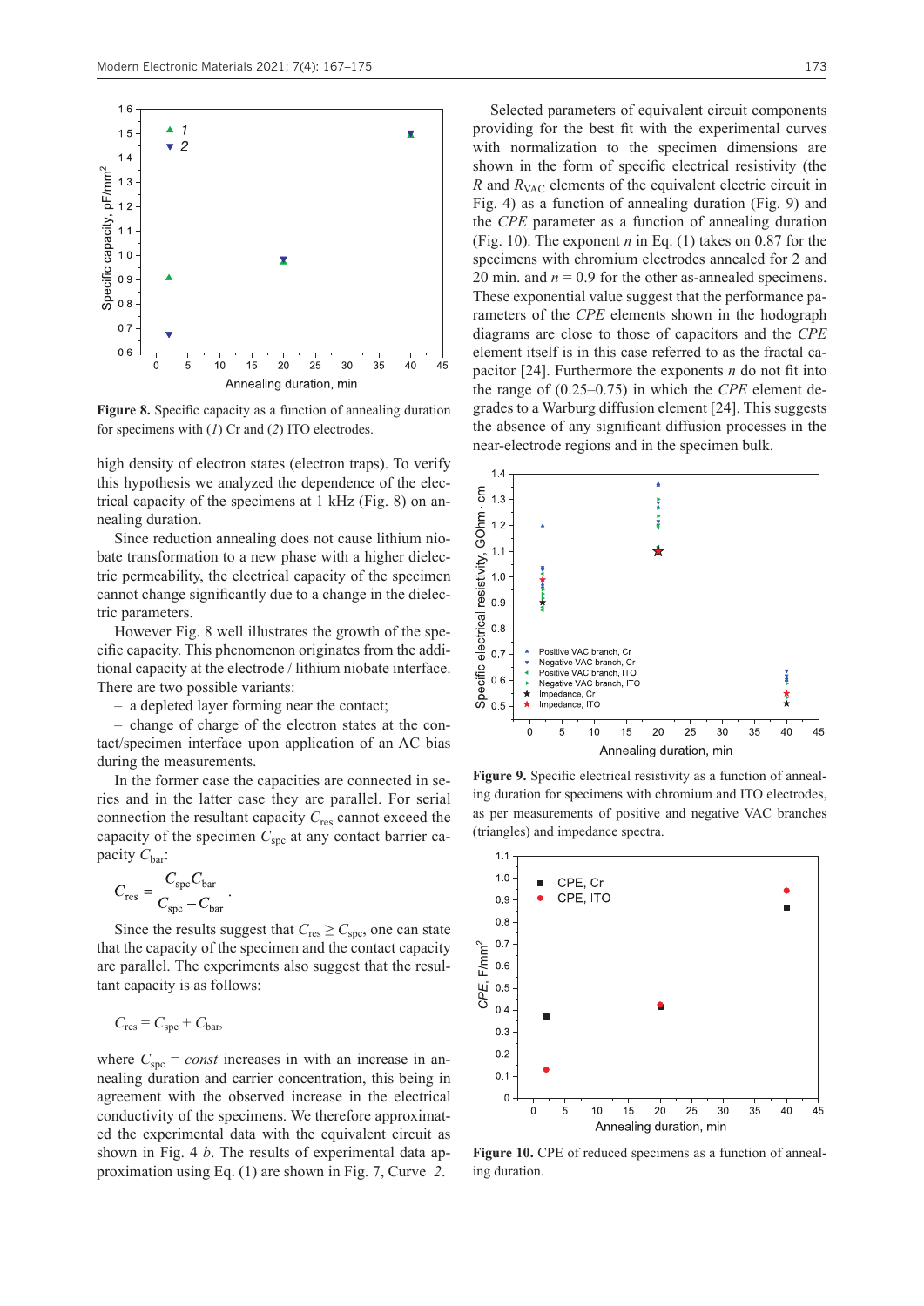Figure 8. Specific capacity as a function of annealing duration for specimens with (*1*) Cr and (*2*) ITO electrodes.

high density of electron states (electron traps). To verify this hypothesis we analyzed the dependence of the electrical capacity of the specimens at 1 kHz (Fig. 8) on annealing duration.

Since reduction annealing does not cause lithium niobate transformation to a new phase with a higher dielectric permeability, the electrical capacity of the specimen cannot change significantly due to a change in the dielectric parameters.

However Fig. 8 well illustrates the growth of the specific capacity. This phenomenon originates from the additional capacity at the electrode / lithium niobate interface. There are two possible variants:

– a depleted layer forming near the contact;

– change of charge of the electron states at the contact/specimen interface upon application of an AC bias during the measurements.

In the former case the capacities are connected in series and in the latter case they are parallel. For serial connection the resultant capacity $C_{res}$ cannot exceed the capacity of the specimen $C_{spc}$ at any contact barrier capacity $C_{bar}$:

$$C_{res} = \frac{C_{spc}C_{bar}}{C_{spc} - C_{bar}}.$$

Since the results suggest that $C_{res} \geq C_{spc}$, one can state that the capacity of the specimen and the contact capacity are parallel. The experiments also suggest that the resultant capacity is as follows:

$$C_{res} = C_{spc} + C_{bar},$$

where $C_{spc} = const$ increases in with an increase in annealing duration and carrier concentration, this being in agreement with the observed increase in the electrical conductivity of the specimens. We therefore approximated the experimental data with the equivalent circuit as shown in Fig. 4 *b*. The results of experimental data approximation using Eq. (1) are shown in Fig. 7, Curve *2*.

Selected parameters of equivalent circuit components providing for the best fit with the experimental curves with normalization to the specimen dimensions are shown in the form of specific electrical resistivity (the $R$ and $R_{VAC}$ elements of the equivalent electric circuit in Fig. 4) as a function of annealing duration (Fig. 9) and the *CPE* parameter as a function of annealing duration (Fig. 10). The exponent $n$ in Eq. (1) takes on 0.87 for the specimens with chromium electrodes annealed for 2 and 20 min. and $n = 0.9$ for the other as-annealed specimens. These exponential value suggest that the performance parameters of the *CPE* elements shown in the hodograph diagrams are close to those of capacitors and the *CPE* element itself is in this case referred to as the fractal capacitor [24]. Furthermore the exponents $n$ do not fit into the range of (0.25–0.75) in which the *CPE* element degrades to a Warburg diffusion element [24]. This suggests the absence of any significant diffusion processes in the near-electrode regions and in the specimen bulk.

Figure 9. Specific electrical resistivity as a function of annealing duration for specimens with chromium and ITO electrodes, as per measurements of positive and negative VAC branches (triangles) and impedance spectra.

Figure 10. CPE of reduced specimens as a function of annealing duration.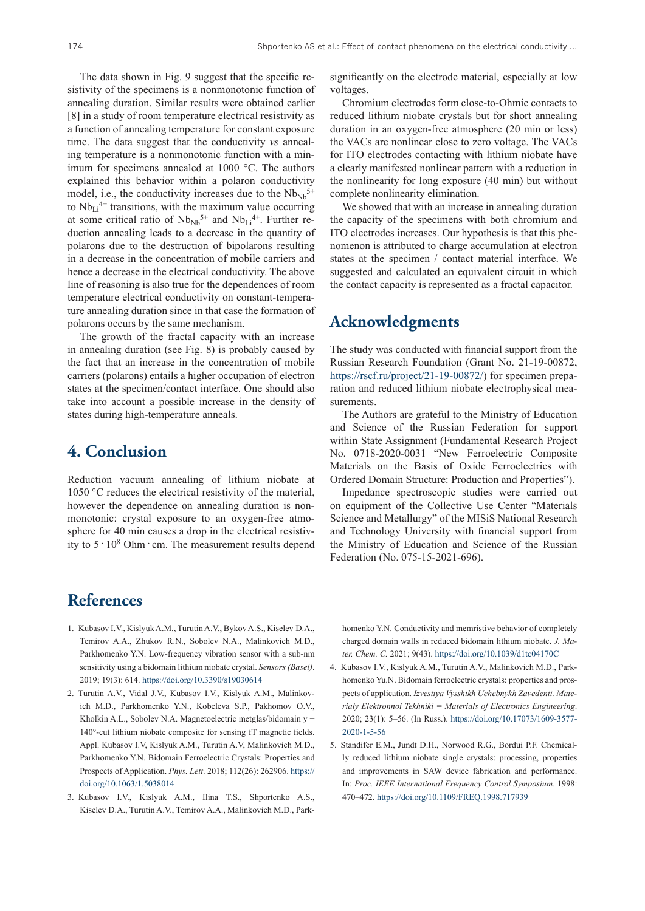The data shown in Fig. 9 suggest that the specific resistivity of the specimens is a nonmonotonic function of annealing duration. Similar results were obtained earlier [8] in a study of room temperature electrical resistivity as a function of annealing temperature for constant exposure time. The data suggest that the conductivity *vs* annealing temperature is a nonmonotonic function with a minimum for specimens annealed at 1000 °C. The authors explained this behavior within a polaron conductivity model, i.e., the conductivity increases due to the $Nb_{Nb}^{5+}$ to $Nb_{Li}^{4+}$ transitions, with the maximum value occurring at some critical ratio of $Nb_{Nb}^{5+}$ and $Nb_{Li}^{4+}$. Further reduction annealing leads to a decrease in the quantity of polarons due to the destruction of bipolarons resulting in a decrease in the concentration of mobile carriers and hence a decrease in the electrical conductivity. The above line of reasoning is also true for the dependences of room temperature electrical conductivity on constant-temperature annealing duration since in that case the formation of polarons occurs by the same mechanism.

The growth of the fractal capacity with an increase in annealing duration (see Fig. 8) is probably caused by the fact that an increase in the concentration of mobile carriers (polarons) entails a higher occupation of electron states at the specimen/contact interface. One should also take into account a possible increase in the density of states during high-temperature anneals.

# 4. Conclusion

Reduction vacuum annealing of lithium niobate at 1050 °C reduces the electrical resistivity of the material, however the dependence on annealing duration is nonmonotonic: crystal exposure to an oxygen-free atmosphere for 40 min causes a drop in the electrical resistivity to $5 \cdot 10^8$ Ohm · cm. The measurement results depend significantly on the electrode material, especially at low voltages.

Chromium electrodes form close-to-Ohmic contacts to reduced lithium niobate crystals but for short annealing duration in an oxygen-free atmosphere (20 min or less) the VACs are nonlinear close to zero voltage. The VACs for ITO electrodes contacting with lithium niobate have a clearly manifested nonlinear pattern with a reduction in the nonlinearity for long exposure (40 min) but without complete nonlinearity elimination.

We showed that with an increase in annealing duration the capacity of the specimens with both chromium and ITO electrodes increases. Our hypothesis is that this phenomenon is attributed to charge accumulation at electron states at the specimen / contact material interface. We suggested and calculated an equivalent circuit in which the contact capacity is represented as a fractal capacitor.

# Acknowledgments

The study was conducted with financial support from the Russian Research Foundation (Grant No. 21-19-00872, https://rscf.ru/project/21-19-00872/) for specimen preparation and reduced lithium niobate electrophysical measurements.

The Authors are grateful to the Ministry of Education and Science of the Russian Federation for support within State Assignment (Fundamental Research Project No. 0718-2020-0031 "New Ferroelectric Composite Materials on the Basis of Oxide Ferroelectrics with Ordered Domain Structure: Production and Properties").

Impedance spectroscopic studies were carried out on equipment of the Collective Use Center "Materials Science and Metallurgy" of the MISiS National Research and Technology University with financial support from the Ministry of Education and Science of the Russian Federation (No. 075-15-2021-696).

# References

1. Kubasov I.V., Kislyuk A.M., Turutin A.V., Bykov A.S., Kiselev D.A., Temirov A.A., Zhukov R.N., Sobolev N.A., Malinkovich M.D., Parkhomenko Y.N. Low-frequency vibration sensor with a sub-nm sensitivity using a bidomain lithium niobate crystal. *Sensors (Basel)*. 2019; 19(3): 614. https://doi.org/10.3390/s19030614
2. Turutin A.V., Vidal J.V., Kubasov I.V., Kislyuk A.M., Malinkovich M.D., Parkhomenko Y.N., Kobeleva S.P., Pakhomov O.V., Kholkin A.L., Sobolev N.A. Magnetoelectric metglas/bidomain y + 140°-cut lithium niobate composite for sensing fT magnetic fields. Appl. Kubasov I.V, Kislyuk A.M., Turutin A.V, Malinkovich M.D., Parkhomenko Y.N. Bidomain Ferroelectric Crystals: Properties and Prospects of Application. *Phys. Lett*. 2018; 112(26): 262906. https://doi.org/10.1063/1.5038014
3. Kubasov I.V., Kislyuk A.M., Ilina T.S., Shportenko A.S., Kiselev D.A., Turutin A.V., Temirov A.A., Malinkovich M.D., Parkhomenko Y.N. Conductivity and memristive behavior of completely charged domain walls in reduced bidomain lithium niobate. *J. Mater. Chem. C.* 2021; 9(43). https://doi.org/10.1039/d1tc04170C
4. Kubasov I.V., Kislyuk A.M., Turutin A.V., Malinkovich M.D., Parkhomenko Yu.N. Bidomain ferroelectric crystals: properties and prospects of application. *Izvestiya Vysshikh Uchebnykh Zavedenii. Materialy Elektronnoi Tekhniki = Materials of Electronics Engineering*. 2020; 23(1): 5–56. (In Russ.). https://doi.org/10.17073/1609-3577-2020-1-5-56
5. Standifer E.M., Jundt D.H., Norwood R.G., Bordui P.F. Chemically reduced lithium niobate single crystals: processing, properties and improvements in SAW device fabrication and performance. In: *Proc. IEEE International Frequency Control Symposium*. 1998: 470–472. https://doi.org/10.1109/FREQ.1998.717939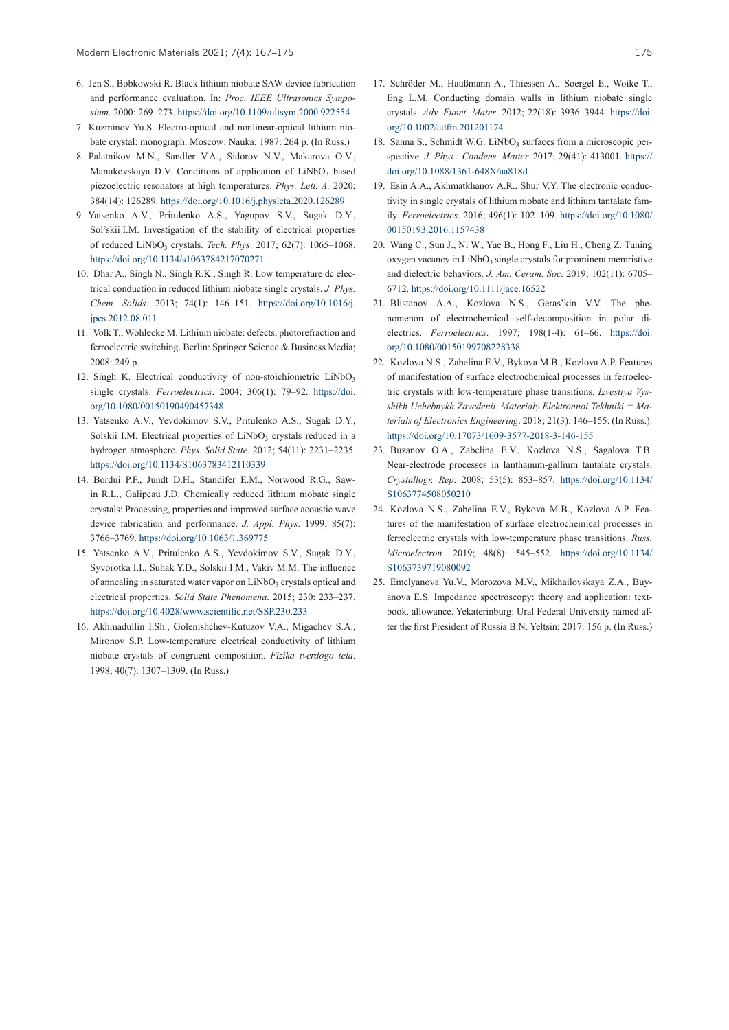6. Jen S., Bobkowski R. Black lithium niobate SAW device fabrication and performance evaluation. In: *Proc. IEEE Ultrasonics Symposium*. 2000: 269–273. https://doi.org/10.1109/ultsym.2000.922554
7. Kuzminov Yu.S. Electro-optical and nonlinear-optical lithium niobate crystal: monograph. Moscow: Nauka; 1987: 264 p. (In Russ.)
8. Palatnikov M.N., Sandler V.A., Sidorov N.V., Makarova O.V., Manukovskaya D.V. Conditions of application of $LiNbO_3$ based piezoelectric resonators at high temperatures. *Phys. Lett. A*. 2020; 384(14): 126289. https://doi.org/10.1016/j.physleta.2020.126289
9. Yatsenko A.V., Pritulenko A.S., Yagupov S.V., Sugak D.Y., Sol'skii I.M. Investigation of the stability of electrical properties of reduced $LiNbO_3$ crystals. *Tech. Phys*. 2017; 62(7): 1065–1068. https://doi.org/10.1134/s1063784217070271
10. Dhar A., Singh N., Singh R.K., Singh R. Low temperature dc electrical conduction in reduced lithium niobate single crystals. *J. Phys. Chem. Solids*. 2013; 74(1): 146–151. https://doi.org/10.1016/j.jpcs.2012.08.011
11. Volk T., Wöhlecke M. Lithium niobate: defects, photorefraction and ferroelectric switching. Berlin: Springer Science & Business Media; 2008: 249 p.
12. Singh K. Electrical conductivity of non-stoichiometric $LiNbO_3$ single crystals. *Ferroelectrics*. 2004; 306(1): 79–92. https://doi.org/10.1080/00150190490457348
13. Yatsenko A.V., Yevdokimov S.V., Pritulenko A.S., Sugak D.Y., Solskii I.M. Electrical properties of $LiNbO_3$ crystals reduced in a hydrogen atmosphere. *Phys. Solid State*. 2012; 54(11): 2231–2235. https://doi.org/10.1134/S1063783412110339
14. Bordui P.F., Jundt D.H., Standifer E.M., Norwood R.G., Sawin R.L., Galipeau J.D. Chemically reduced lithium niobate single crystals: Processing, properties and improved surface acoustic wave device fabrication and performance. *J. Appl. Phys*. 1999; 85(7): 3766–3769. https://doi.org/10.1063/1.369775
15. Yatsenko A.V., Pritulenko A.S., Yevdokimov S.V., Sugak D.Y., Syvorotka I.I., Suhak Y.D., Solskii I.M., Vakiv M.M. The influence of annealing in saturated water vapor on $LiNbO_3$ crystals optical and electrical properties. *Solid State Phenomena*. 2015; 230: 233–237. https://doi.org/10.4028/www.scientific.net/SSP.230.233
16. Akhmadullin I.Sh., Golenishchev-Kutuzov V.A., Migachev S.A., Mironov S.P. Low-temperature electrical conductivity of lithium niobate crystals of congruent composition. *Fizika tverdogo tela*. 1998; 40(7): 1307–1309. (In Russ.)
17. Schröder M., Haußmann A., Thiessen A., Soergel E., Woike T., Eng L.M. Conducting domain walls in lithium niobate single crystals. *Adv. Funct. Mater*. 2012; 22(18): 3936–3944. https://doi.org/10.1002/adfm.201201174
18. Sanna S., Schmidt W.G. $LiNbO_3$ surfaces from a microscopic perspective. *J. Phys.: Condens. Matter.* 2017; 29(41): 413001. https://doi.org/10.1088/1361-648X/aa818d
19. Esin A.A., Akhmatkhanov A.R., Shur V.Y. The electronic conductivity in single crystals of lithium niobate and lithium tantalate family. *Ferroelectrics*. 2016; 496(1): 102–109. https://doi.org/10.1080/00150193.2016.1157438
20. Wang C., Sun J., Ni W., Yue B., Hong F., Liu H., Cheng Z. Tuning oxygen vacancy in $LiNbO_3$ single crystals for prominent memristive and dielectric behaviors. *J. Am. Ceram. Soc*. 2019; 102(11): 6705–6712. https://doi.org/10.1111/jace.16522
21. Blistanov A.A., Kozlova N.S., Geras'kin V.V. The phenomenon of electrochemical self-decomposition in polar dielectrics. *Ferroelectrics*. 1997; 198(1-4): 61–66. https://doi.org/10.1080/00150199708228338
22. Kozlova N.S., Zabelina E.V., Bykova M.B., Kozlova A.P. Features of manifestation of surface electrochemical processes in ferroelectric crystals with low-temperature phase transitions. *Izvestiya Vysshikh Uchebnykh Zavedenii. Materialy Elektronnoi Tekhniki = Materials of Electronics Engineering*. 2018; 21(3): 146–155. (In Russ.). https://doi.org/10.17073/1609-3577-2018-3-146-155
23. Buzanov O.A., Zabelina E.V., Kozlova N.S., Sagalova T.B. Near-electrode processes in lanthanum-gallium tantalate crystals. *Crystallogr. Rep*. 2008; 53(5): 853–857. https://doi.org/10.1134/S1063774508050210
24. Kozlova N.S., Zabelina E.V., Bykova M.B., Kozlova A.P. Features of the manifestation of surface electrochemical processes in ferroelectric crystals with low-temperature phase transitions. *Russ. Microelectron.* 2019; 48(8): 545–552. https://doi.org/10.1134/S1063739719080092
25. Emelyanova Yu.V., Morozova M.V., Mikhailovskaya Z.A., Buyanova E.S. Impedance spectroscopy: theory and application: textbook. allowance. Yekaterinburg: Ural Federal University named after the first President of Russia B.N. Yeltsin; 2017: 156 p. (In Russ.)